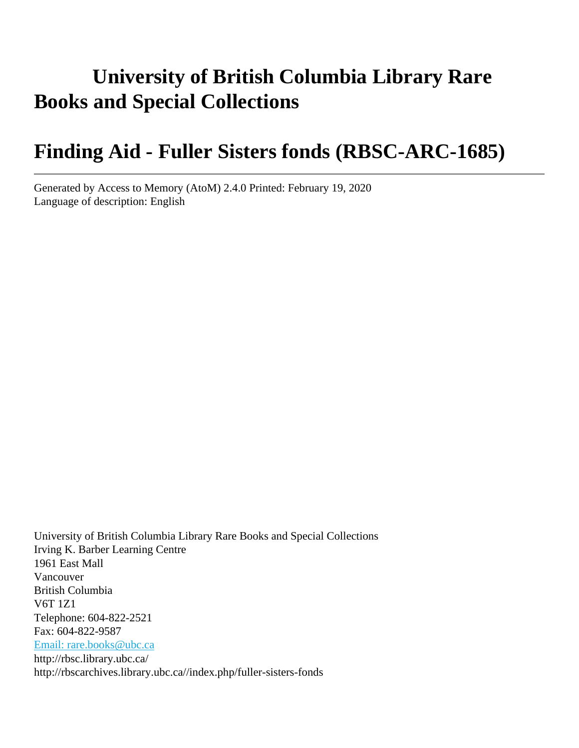# University of British Columbia Library Rare Books and Special Collections

# Finding Aid - Fuller Sisters fonds (RBSC-ARC-1685)

---

Generated by Access to Memory (AtoM) 2.4.0 Printed: February 19, 2020
Language of description: English

University of British Columbia Library Rare Books and Special Collections
Irving K. Barber Learning Centre
1961 East Mall
Vancouver
British Columbia
V6T 1Z1
Telephone: 604-822-2521
Fax: 604-822-9587
Email: rare.books@ubc.ca
http://rbsc.library.ubc.ca/
http://rbscarchives.library.ubc.ca//index.php/fuller-sisters-fonds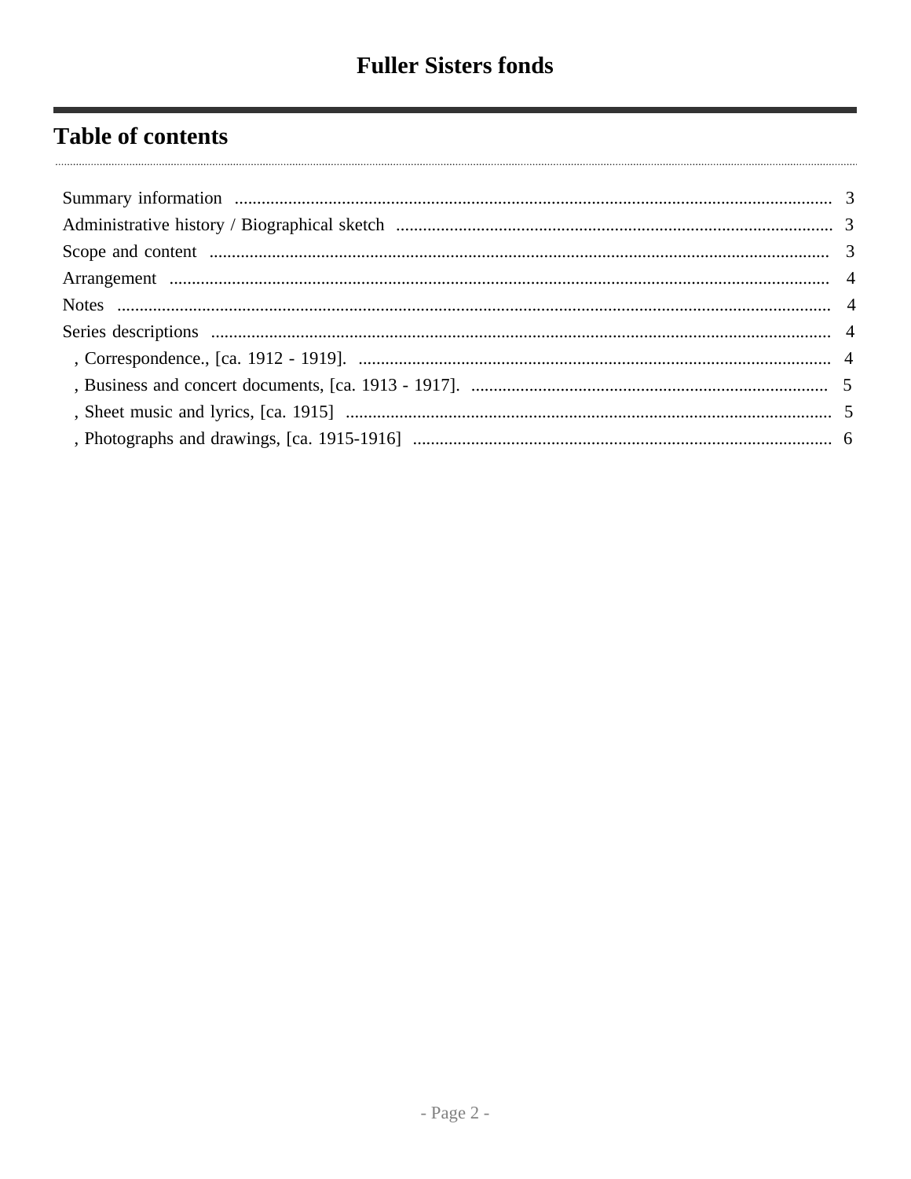# Fuller Sisters fonds

## Table of contents

Summary information .......... 3

Administrative history / Biographical sketch .......... 3

Scope and content .......... 3

Arrangement .......... 4

Notes .......... 4

Series descriptions .......... 4

- , Correspondence., [ca. 1912 - 1919]. .......... 4
- , Business and concert documents, [ca. 1913 - 1917]. .......... 5
- , Sheet music and lyrics, [ca. 1915] .......... 5
- , Photographs and drawings, [ca. 1915-1916] .......... 6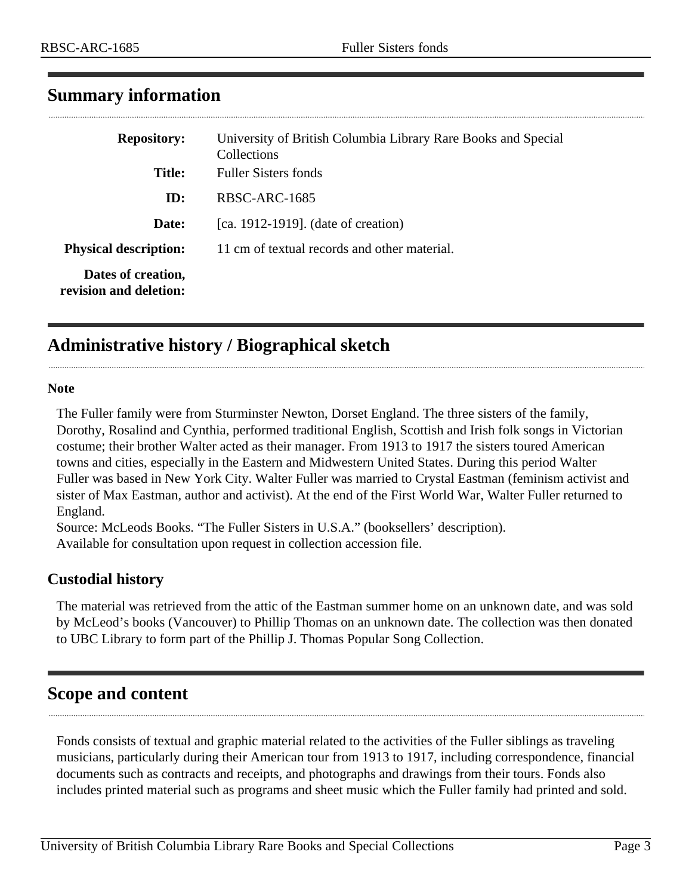## Summary information

| | |
|---|---|
| **Repository:** | University of British Columbia Library Rare Books and Special Collections |
| **Title:** | Fuller Sisters fonds |
| **ID:** | RBSC-ARC-1685 |
| **Date:** | [ca. 1912-1919]. (date of creation) |
| **Physical description:** | 11 cm of textual records and other material. |
| **Dates of creation, revision and deletion:** | |

## Administrative history / Biographical sketch

**Note**

The Fuller family were from Sturminster Newton, Dorset England. The three sisters of the family, Dorothy, Rosalind and Cynthia, performed traditional English, Scottish and Irish folk songs in Victorian costume; their brother Walter acted as their manager. From 1913 to 1917 the sisters toured American towns and cities, especially in the Eastern and Midwestern United States. During this period Walter Fuller was based in New York City. Walter Fuller was married to Crystal Eastman (feminism activist and sister of Max Eastman, author and activist). At the end of the First World War, Walter Fuller returned to England.
Source: McLeods Books. "The Fuller Sisters in U.S.A." (booksellers' description).
Available for consultation upon request in collection accession file.

### Custodial history

The material was retrieved from the attic of the Eastman summer home on an unknown date, and was sold by McLeod's books (Vancouver) to Phillip Thomas on an unknown date. The collection was then donated to UBC Library to form part of the Phillip J. Thomas Popular Song Collection.

## Scope and content

Fonds consists of textual and graphic material related to the activities of the Fuller siblings as traveling musicians, particularly during their American tour from 1913 to 1917, including correspondence, financial documents such as contracts and receipts, and photographs and drawings from their tours. Fonds also includes printed material such as programs and sheet music which the Fuller family had printed and sold.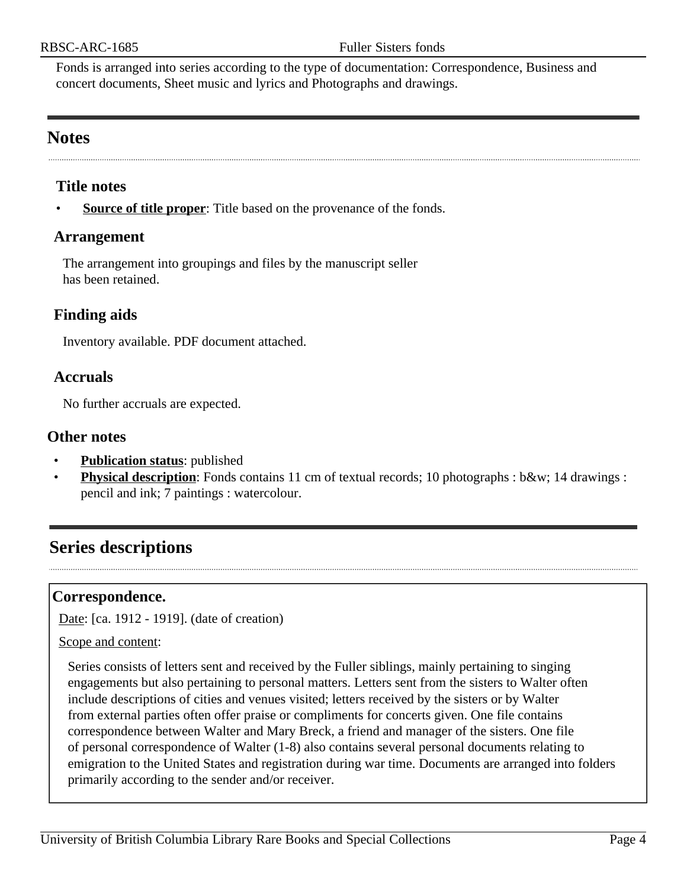Fonds is arranged into series according to the type of documentation: Correspondence, Business and concert documents, Sheet music and lyrics and Photographs and drawings.

## Notes

### Title notes

- **Source of title proper**: Title based on the provenance of the fonds.

### Arrangement

The arrangement into groupings and files by the manuscript seller has been retained.

### Finding aids

Inventory available. PDF document attached.

### Accruals

No further accruals are expected.

### Other notes

- **Publication status**: published
- **Physical description**: Fonds contains 11 cm of textual records; 10 photographs : b&w; 14 drawings : pencil and ink; 7 paintings : watercolour.

## Series descriptions

### Correspondence.

Date: [ca. 1912 - 1919]. (date of creation)

Scope and content:

Series consists of letters sent and received by the Fuller siblings, mainly pertaining to singing engagements but also pertaining to personal matters. Letters sent from the sisters to Walter often include descriptions of cities and venues visited; letters received by the sisters or by Walter from external parties often offer praise or compliments for concerts given. One file contains correspondence between Walter and Mary Breck, a friend and manager of the sisters. One file of personal correspondence of Walter (1-8) also contains several personal documents relating to emigration to the United States and registration during war time. Documents are arranged into folders primarily according to the sender and/or receiver.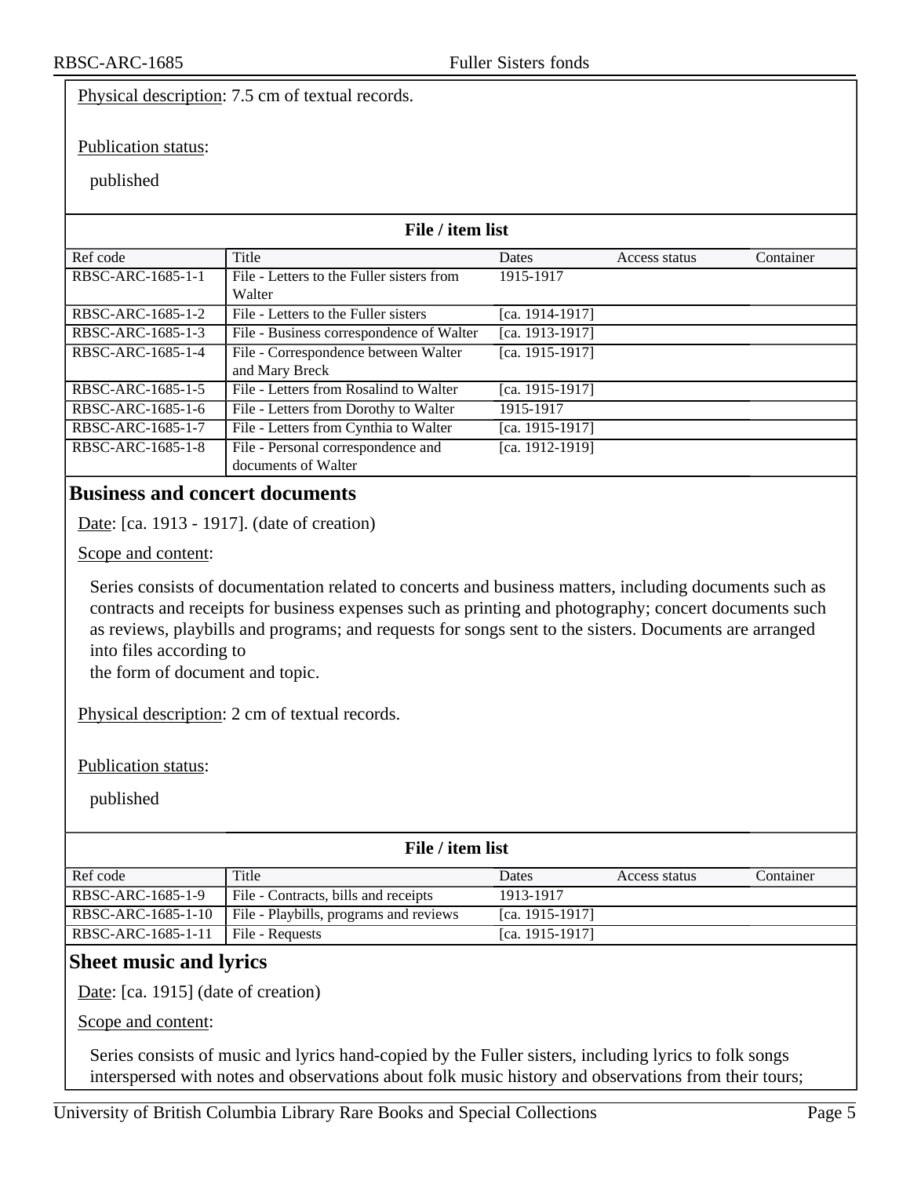Physical description: 7.5 cm of textual records.

Publication status:

published

**File / item list**

| Ref code | Title | Dates | Access status | Container |
|---|---|---|---|---|
| RBSC-ARC-1685-1-1 | File - Letters to the Fuller sisters from Walter | 1915-1917 | | |
| RBSC-ARC-1685-1-2 | File - Letters to the Fuller sisters | [ca. 1914-1917] | | |
| RBSC-ARC-1685-1-3 | File - Business correspondence of Walter | [ca. 1913-1917] | | |
| RBSC-ARC-1685-1-4 | File - Correspondence between Walter and Mary Breck | [ca. 1915-1917] | | |
| RBSC-ARC-1685-1-5 | File - Letters from Rosalind to Walter | [ca. 1915-1917] | | |
| RBSC-ARC-1685-1-6 | File - Letters from Dorothy to Walter | 1915-1917 | | |
| RBSC-ARC-1685-1-7 | File - Letters from Cynthia to Walter | [ca. 1915-1917] | | |
| RBSC-ARC-1685-1-8 | File - Personal correspondence and documents of Walter | [ca. 1912-1919] | | |

## Business and concert documents

Date: [ca. 1913 - 1917]. (date of creation)

Scope and content:

Series consists of documentation related to concerts and business matters, including documents such as contracts and receipts for business expenses such as printing and photography; concert documents such as reviews, playbills and programs; and requests for songs sent to the sisters. Documents are arranged into files according to
the form of document and topic.

Physical description: 2 cm of textual records.

Publication status:

published

**File / item list**

| Ref code | Title | Dates | Access status | Container |
|---|---|---|---|---|
| RBSC-ARC-1685-1-9 | File - Contracts, bills and receipts | 1913-1917 | | |
| RBSC-ARC-1685-1-10 | File - Playbills, programs and reviews | [ca. 1915-1917] | | |
| RBSC-ARC-1685-1-11 | File - Requests | [ca. 1915-1917] | | |

## Sheet music and lyrics

Date: [ca. 1915] (date of creation)

Scope and content:

Series consists of music and lyrics hand-copied by the Fuller sisters, including lyrics to folk songs interspersed with notes and observations about folk music history and observations from their tours;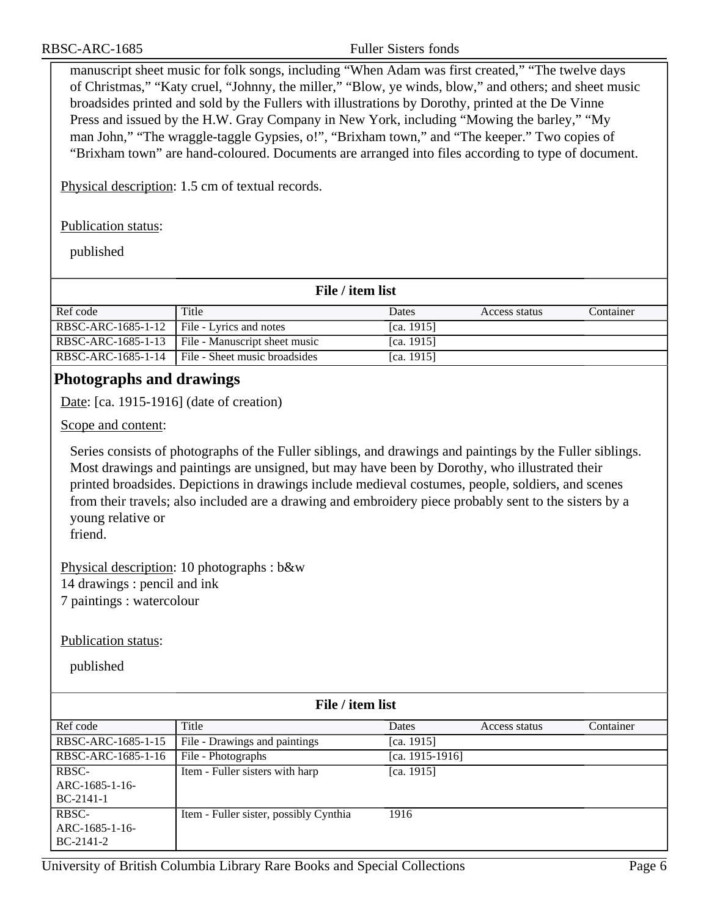manuscript sheet music for folk songs, including “When Adam was first created,” “The twelve days of Christmas,” “Katy cruel, “Johnny, the miller,” “Blow, ye winds, blow,” and others; and sheet music broadsides printed and sold by the Fullers with illustrations by Dorothy, printed at the De Vinne Press and issued by the H.W. Gray Company in New York, including “Mowing the barley,” “My man John,” “The wraggle-taggle Gypsies, o!”, “Brixham town,” and “The keeper.” Two copies of “Brixham town” are hand-coloured. Documents are arranged into files according to type of document.

Physical description: 1.5 cm of textual records.

Publication status:

published

**File / item list**

| Ref code | Title | Dates | Access status | Container |
| --- | --- | --- | --- | --- |
| RBSC-ARC-1685-1-12 | File - Lyrics and notes | [ca. 1915] | | |
| RBSC-ARC-1685-1-13 | File - Manuscript sheet music | [ca. 1915] | | |
| RBSC-ARC-1685-1-14 | File - Sheet music broadsides | [ca. 1915] | | |

## Photographs and drawings

Date: [ca. 1915-1916] (date of creation)

Scope and content:

Series consists of photographs of the Fuller siblings, and drawings and paintings by the Fuller siblings. Most drawings and paintings are unsigned, but may have been by Dorothy, who illustrated their printed broadsides. Depictions in drawings include medieval costumes, people, soldiers, and scenes from their travels; also included are a drawing and embroidery piece probably sent to the sisters by a young relative or friend.

Physical description: 10 photographs : b&w
14 drawings : pencil and ink
7 paintings : watercolour

Publication status:

published

**File / item list**

| Ref code | Title | Dates | Access status | Container |
| --- | --- | --- | --- | --- |
| RBSC-ARC-1685-1-15 | File - Drawings and paintings | [ca. 1915] | | |
| RBSC-ARC-1685-1-16 | File - Photographs | [ca. 1915-1916] | | |
| RBSC-ARC-1685-1-16-BC-2141-1 | Item - Fuller sisters with harp | [ca. 1915] | | |
| RBSC-ARC-1685-1-16-BC-2141-2 | Item - Fuller sister, possibly Cynthia | 1916 | | |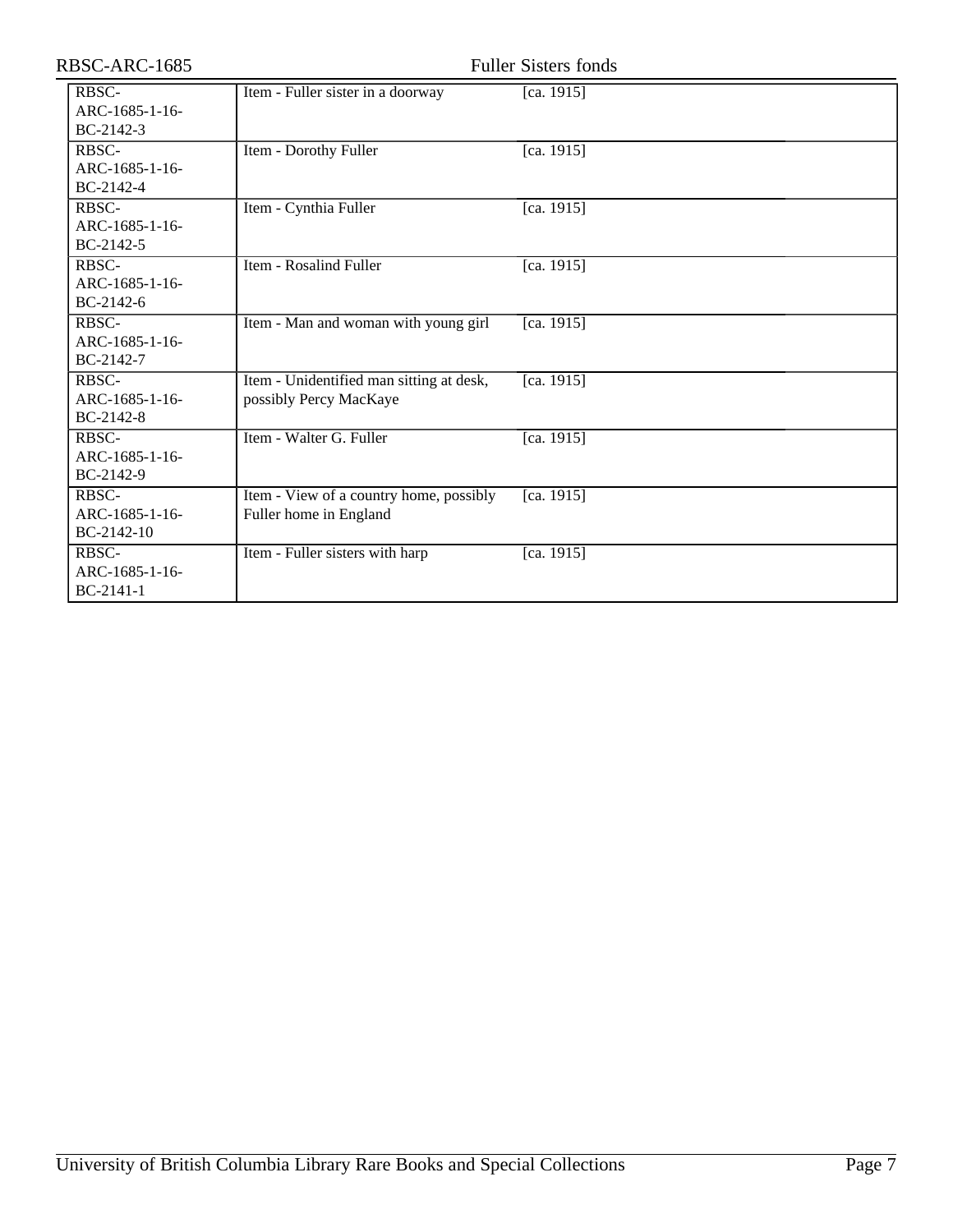| | | |
|---|---|---|
| RBSC-ARC-1685-1-16-BC-2142-3 | Item - Fuller sister in a doorway | [ca. 1915] |
| RBSC-ARC-1685-1-16-BC-2142-4 | Item - Dorothy Fuller | [ca. 1915] |
| RBSC-ARC-1685-1-16-BC-2142-5 | Item - Cynthia Fuller | [ca. 1915] |
| RBSC-ARC-1685-1-16-BC-2142-6 | Item - Rosalind Fuller | [ca. 1915] |
| RBSC-ARC-1685-1-16-BC-2142-7 | Item - Man and woman with young girl | [ca. 1915] |
| RBSC-ARC-1685-1-16-BC-2142-8 | Item - Unidentified man sitting at desk, possibly Percy MacKaye | [ca. 1915] |
| RBSC-ARC-1685-1-16-BC-2142-9 | Item - Walter G. Fuller | [ca. 1915] |
| RBSC-ARC-1685-1-16-BC-2142-10 | Item - View of a country home, possibly Fuller home in England | [ca. 1915] |
| RBSC-ARC-1685-1-16-BC-2141-1 | Item - Fuller sisters with harp | [ca. 1915] |